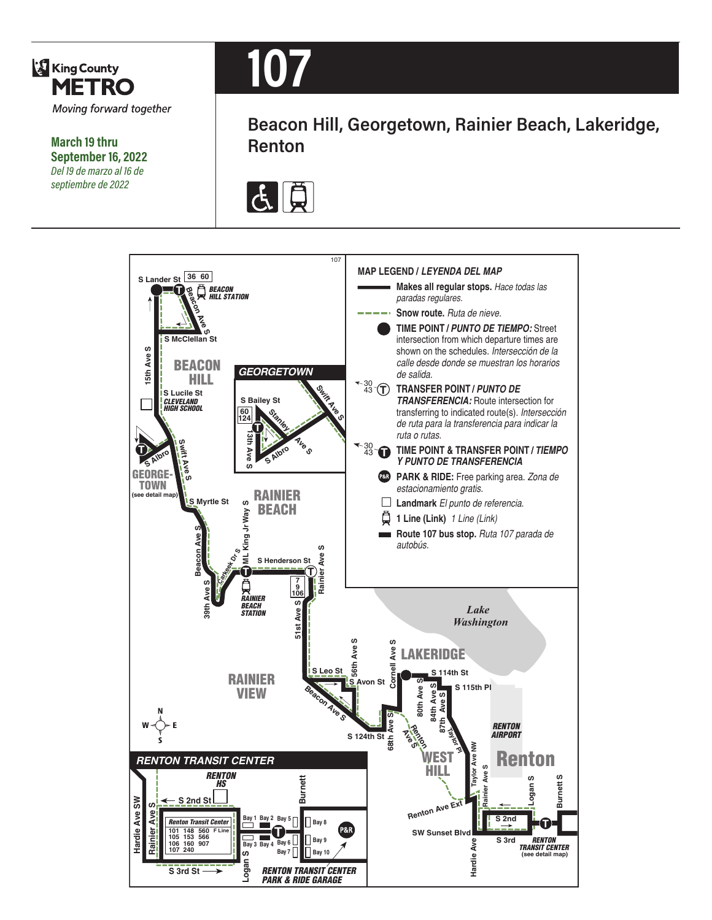King County METRO

*Moving forward together*

**March 19 thru September 16, 2022**

*Del 19 de marzo al 16 de septiembre de 2022*

# 107

## Beacon Hill, Georgetown, Rainier Beach, Lakeridge, Renton

**MAP LEGEND / *LEYENDA DEL MAP***

- **Makes all regular stops.** *Hace todas las paradas regulares.*
- **Snow route.** *Ruta de nieve.*
- **TIME POINT / *PUNTO DE TIEMPO:*** Street intersection from which departure times are shown on the schedules. *Intersección de la calle desde donde se muestran los horarios de salida.*
- **TRANSFER POINT / *PUNTO DE TRANSFERENCIA:*** Route intersection for transferring to indicated route(s). *Intersección de ruta para la transferencia para indicar la ruta o rutas.*
- **TIME POINT & TRANSFER POINT / *TIEMPO Y PUNTO DE TRANSFERENCIA***
- **PARK & RIDE:** Free parking area. *Zona de estacionamiento gratis.*
- **Landmark** *El punto de referencia.*
- **1 Line (Link)** *1 Line (Link)*
- **Route 107 bus stop.** *Ruta 107 parada de autobús.*

**RENTON TRANSIT CENTER**

Renton Transit Center: 101, 148, 560, F Line, 105, 153, 566, 106, 160, 907, 107, 240

*RENTON TRANSIT CENTER PARK & RIDE GARAGE*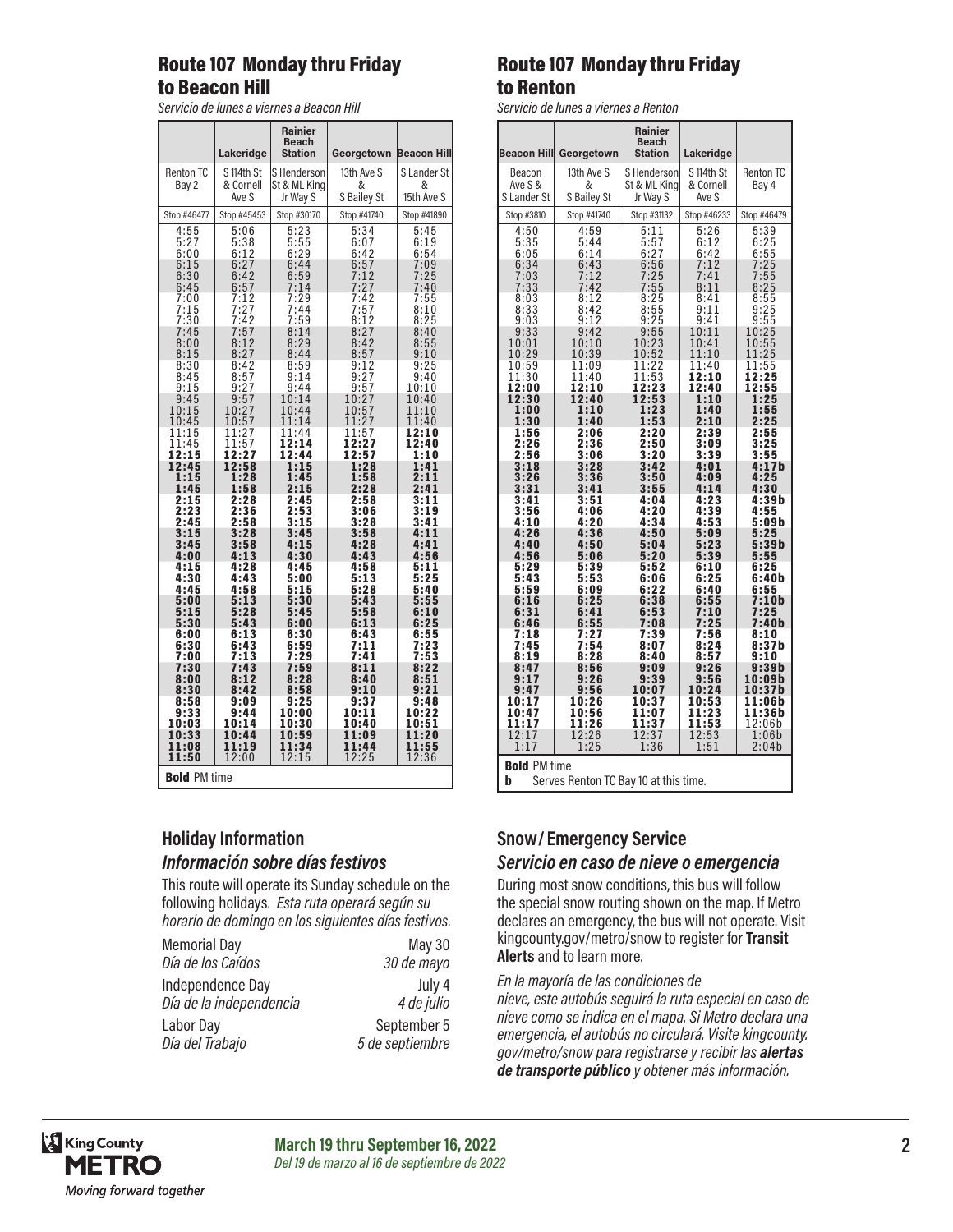## Route 107 Monday thru Friday to Beacon Hill

*Servicio de lunes a viernes a Beacon Hill*

| | Lakeridge | Rainier Beach Station | Georgetown | Beacon Hill |
|---|---|---|---|---|
| Renton TC Bay 2 | S 114th St & Cornell Ave S | S Henderson St & ML King Jr Way S | 13th Ave S & S Bailey St | S Lander St & 15th Ave S |
| Stop #46477 | Stop #45453 | Stop #30170 | Stop #41740 | Stop #41890 |
| 4:55 | 5:06 | 5:23 | 5:34 | 5:45 |
| 5:27 | 5:38 | 5:55 | 6:07 | 6:19 |
| 6:00 | 6:12 | 6:29 | 6:42 | 6:54 |
| 6:15 | 6:27 | 6:44 | 6:57 | 7:09 |
| 6:30 | 6:42 | 6:59 | 7:12 | 7:25 |
| 6:45 | 6:57 | 7:14 | 7:27 | 7:40 |
| 7:00 | 7:12 | 7:29 | 7:42 | 7:55 |
| 7:15 | 7:27 | 7:44 | 7:57 | 8:10 |
| 7:30 | 7:42 | 7:59 | 8:12 | 8:25 |
| 7:45 | 7:57 | 8:14 | 8:27 | 8:40 |
| 8:00 | 8:12 | 8:29 | 8:42 | 8:55 |
| 8:15 | 8:27 | 8:44 | 8:57 | 9:10 |
| 8:30 | 8:42 | 8:59 | 9:12 | 9:25 |
| 8:45 | 8:57 | 9:14 | 9:27 | 9:40 |
| 9:15 | 9:27 | 9:44 | 9:57 | 10:10 |
| 9:45 | 9:57 | 10:14 | 10:27 | 10:40 |
| 10:15 | 10:27 | 10:44 | 10:57 | 11:10 |
| 10:45 | 10:57 | 11:14 | 11:27 | 11:40 |
| 11:15 | 11:27 | 11:44 | 11:57 | **12:10** |
| 11:45 | 11:57 | **12:14** | **12:27** | **12:40** |
| **12:15** | **12:27** | **12:44** | **12:57** | **1:10** |
| **12:45** | **12:58** | **1:15** | **1:28** | **1:41** |
| **1:15** | **1:28** | **1:45** | **1:58** | **2:11** |
| **1:45** | **1:58** | **2:15** | **2:28** | **2:41** |
| **2:15** | **2:28** | **2:45** | **2:58** | **3:11** |
| **2:23** | **2:36** | **2:53** | **3:06** | **3:19** |
| **2:45** | **2:58** | **3:15** | **3:28** | **3:41** |
| **3:15** | **3:28** | **3:45** | **3:58** | **4:11** |
| **3:45** | **3:58** | **4:15** | **4:28** | **4:41** |
| **4:00** | **4:13** | **4:30** | **4:43** | **4:56** |
| **4:15** | **4:28** | **4:45** | **4:58** | **5:11** |
| **4:30** | **4:43** | **5:00** | **5:13** | **5:25** |
| **4:45** | **4:58** | **5:15** | **5:28** | **5:40** |
| **5:00** | **5:13** | **5:30** | **5:43** | **5:55** |
| **5:15** | **5:28** | **5:45** | **5:58** | **6:10** |
| **5:30** | **5:43** | **6:00** | **6:13** | **6:25** |
| **6:00** | **6:13** | **6:30** | **6:43** | **6:55** |
| **6:30** | **6:43** | **6:59** | **7:11** | **7:23** |
| **7:00** | **7:13** | **7:29** | **7:41** | **7:53** |
| **7:30** | **7:43** | **7:59** | **8:11** | **8:22** |
| **8:00** | **8:12** | **8:28** | **8:40** | **8:51** |
| **8:30** | **8:42** | **8:58** | **9:10** | **9:21** |
| **8:58** | **9:09** | **9:25** | **9:37** | **9:48** |
| **9:33** | **9:44** | **10:00** | **10:11** | **10:22** |
| **10:03** | **10:14** | **10:30** | **10:40** | **10:51** |
| **10:33** | **10:44** | **10:59** | **11:09** | **11:20** |
| **11:08** | **11:19** | **11:34** | **11:44** | **11:55** |
| **11:50** | 12:00 | 12:15 | 12:25 | 12:36 |

**Bold** PM time

## Route 107 Monday thru Friday to Renton

*Servicio de lunes a viernes a Renton*

| Beacon Hill | Georgetown | Rainier Beach Station | Lakeridge | |
|---|---|---|---|---|
| Beacon Ave S & S Lander St | 13th Ave S & S Bailey St | S Henderson St & ML King Jr Way S | S 114th St & Cornell Ave S | Renton TC Bay 4 |
| Stop #3810 | Stop #41740 | Stop #31132 | Stop #46233 | Stop #46479 |
| 4:50 | 4:59 | 5:11 | 5:26 | 5:39 |
| 5:35 | 5:44 | 5:57 | 6:12 | 6:25 |
| 6:05 | 6:14 | 6:27 | 6:42 | 6:55 |
| 6:34 | 6:43 | 6:56 | 7:12 | 7:25 |
| 7:03 | 7:12 | 7:25 | 7:41 | 7:55 |
| 7:33 | 7:42 | 7:55 | 8:11 | 8:25 |
| 8:03 | 8:12 | 8:25 | 8:41 | 8:55 |
| 8:33 | 8:42 | 8:55 | 9:11 | 9:25 |
| 9:03 | 9:12 | 9:25 | 9:41 | 9:55 |
| 9:33 | 9:42 | 9:55 | 10:11 | 10:25 |
| 10:01 | 10:10 | 10:23 | 10:41 | 10:55 |
| 10:29 | 10:39 | 10:52 | 11:10 | 11:25 |
| 10:59 | 11:09 | 11:22 | 11:40 | 11:55 |
| 11:30 | 11:40 | 11:53 | **12:10** | **12:25** |
| **12:00** | **12:10** | **12:23** | **12:40** | **12:55** |
| **12:30** | **12:40** | **12:53** | **1:10** | **1:25** |
| **1:00** | **1:10** | **1:23** | **1:40** | **1:55** |
| **1:30** | **1:40** | **1:53** | **2:10** | **2:25** |
| **1:56** | **2:06** | **2:20** | **2:39** | **2:55** |
| **2:26** | **2:36** | **2:50** | **3:09** | **3:25** |
| **2:56** | **3:06** | **3:20** | **3:39** | **3:55** |
| **3:18** | **3:28** | **3:42** | **4:01** | **4:17b** |
| **3:26** | **3:36** | **3:50** | **4:09** | **4:25** |
| **3:31** | **3:41** | **3:55** | **4:14** | **4:30** |
| **3:41** | **3:51** | **4:04** | **4:23** | **4:39b** |
| **3:56** | **4:06** | **4:20** | **4:39** | **4:55** |
| **4:10** | **4:20** | **4:34** | **4:53** | **5:09b** |
| **4:26** | **4:36** | **4:50** | **5:09** | **5:25** |
| **4:40** | **4:50** | **5:04** | **5:23** | **5:39b** |
| **4:56** | **5:06** | **5:20** | **5:39** | **5:55** |
| **5:29** | **5:39** | **5:52** | **6:10** | **6:25** |
| **5:43** | **5:53** | **6:06** | **6:25** | **6:40b** |
| **5:59** | **6:09** | **6:22** | **6:40** | **6:55** |
| **6:16** | **6:25** | **6:38** | **6:55** | **7:10b** |
| **6:31** | **6:41** | **6:53** | **7:10** | **7:25** |
| **6:46** | **6:55** | **7:08** | **7:25** | **7:40b** |
| **7:18** | **7:27** | **7:39** | **7:56** | **8:10** |
| **7:45** | **7:54** | **8:07** | **8:24** | **8:37b** |
| **8:19** | **8:28** | **8:40** | **8:57** | **9:10** |
| **8:47** | **8:56** | **9:09** | **9:26** | **9:39b** |
| **9:17** | **9:26** | **9:39** | **9:56** | **10:09b** |
| **9:47** | **9:56** | **10:07** | **10:24** | **10:37b** |
| **10:17** | **10:26** | **10:37** | **10:53** | **11:06b** |
| **10:47** | **10:56** | **11:07** | **11:23** | **11:36b** |
| **11:17** | **11:26** | **11:37** | **11:53** | 12:06b |
| 12:17 | 12:26 | 12:37 | 12:53 | 1:06b |
| 1:17 | 1:25 | 1:36 | 1:51 | 2:04b |

**Bold** PM time

**b** Serves Renton TC Bay 10 at this time.

### Holiday Information

### *Información sobre días festivos*

This route will operate its Sunday schedule on the following holidays. *Esta ruta operará según su horario de domingo en los siguientes días festivos.*

| | |
|---|---|
| Memorial Day *Día de los Caídos* | May 30 *30 de mayo* |
| Independence Day *Día de la independencia* | July 4 *4 de julio* |
| Labor Day *Día del Trabajo* | September 5 *5 de septiembre* |

### Snow/ Emergency Service

### *Servicio en caso de nieve o emergencia*

During most snow conditions, this bus will follow the special snow routing shown on the map. If Metro declares an emergency, the bus will not operate. Visit kingcounty.gov/metro/snow to register for **Transit Alerts** and to learn more.

*En la mayoría de las condiciones de nieve, este autobús seguirá la ruta especial en caso de nieve como se indica en el mapa. Si Metro declara una emergencia, el autobús no circulará. Visite kingcounty.gov/metro/snow para registrarse y recibir las **alertas de transporte público** y obtener más información.*

King County METRO *Moving forward together*

**March 19 thru September 16, 2022**
*Del 19 de marzo al 16 de septiembre de 2022*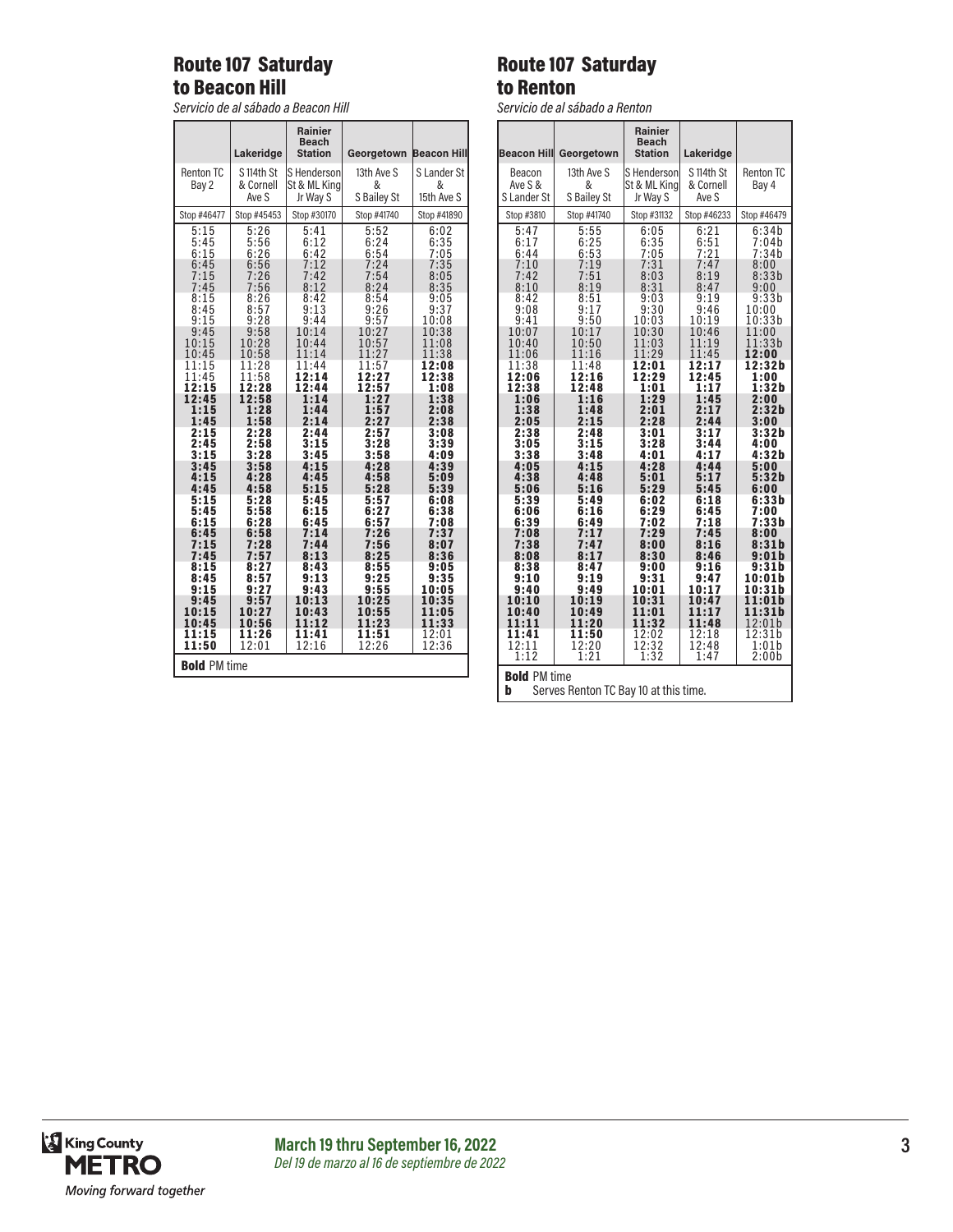## Route 107 Saturday to Beacon Hill

*Servicio de al sábado a Beacon Hill*

| | Lakeridge | Rainier Beach Station | Georgetown | Beacon Hill |
|---|---|---|---|---|
| Renton TC Bay 2 | S 114th St & Cornell Ave S | S Henderson St & ML King Jr Way S | 13th Ave S & S Bailey St | S Lander St & 15th Ave S |
| Stop #46477 | Stop #45453 | Stop #30170 | Stop #41740 | Stop #41890 |
| 5:15 | 5:26 | 5:41 | 5:52 | 6:02 |
| 5:45 | 5:56 | 6:12 | 6:24 | 6:35 |
| 6:15 | 6:26 | 6:42 | 6:54 | 7:05 |
| 6:45 | 6:56 | 7:12 | 7:24 | 7:35 |
| 7:15 | 7:26 | 7:42 | 7:54 | 8:05 |
| 7:45 | 7:56 | 8:12 | 8:24 | 8:35 |
| 8:15 | 8:26 | 8:42 | 8:54 | 9:05 |
| 8:45 | 8:57 | 9:13 | 9:26 | 9:37 |
| 9:15 | 9:28 | 9:44 | 9:57 | 10:08 |
| 9:45 | 9:58 | 10:14 | 10:27 | 10:38 |
| 10:15 | 10:28 | 10:44 | 10:57 | 11:08 |
| 10:45 | 10:58 | 11:14 | 11:27 | 11:38 |
| 11:15 | 11:28 | 11:44 | 11:57 | **12:08** |
| 11:45 | 11:58 | **12:14** | **12:27** | **12:38** |
| **12:15** | **12:28** | **12:44** | **12:57** | **1:08** |
| **12:45** | **12:58** | **1:14** | **1:27** | **1:38** |
| **1:15** | **1:28** | **1:44** | **1:57** | **2:08** |
| **1:45** | **1:58** | **2:14** | **2:27** | **2:38** |
| **2:15** | **2:28** | **2:44** | **2:57** | **3:08** |
| **2:45** | **2:58** | **3:15** | **3:28** | **3:39** |
| **3:15** | **3:28** | **3:45** | **3:58** | **4:09** |
| **3:45** | **3:58** | **4:15** | **4:28** | **4:39** |
| **4:15** | **4:28** | **4:45** | **4:58** | **5:09** |
| **4:45** | **4:58** | **5:15** | **5:28** | **5:39** |
| **5:15** | **5:28** | **5:45** | **5:57** | **6:08** |
| **5:45** | **5:58** | **6:15** | **6:27** | **6:38** |
| **6:15** | **6:28** | **6:45** | **6:57** | **7:08** |
| **6:45** | **6:58** | **7:14** | **7:26** | **7:37** |
| **7:15** | **7:28** | **7:44** | **7:56** | **8:07** |
| **7:45** | **7:57** | **8:13** | **8:25** | **8:36** |
| **8:15** | **8:27** | **8:43** | **8:55** | **9:05** |
| **8:45** | **8:57** | **9:13** | **9:25** | **9:35** |
| **9:15** | **9:27** | **9:43** | **9:55** | **10:05** |
| **9:45** | **9:57** | **10:13** | **10:25** | **10:35** |
| **10:15** | **10:27** | **10:43** | **10:55** | **11:05** |
| **10:45** | **10:56** | **11:12** | **11:23** | **11:33** |
| **11:15** | **11:26** | **11:41** | **11:51** | 12:01 |
| **11:50** | 12:01 | 12:16 | 12:26 | 12:36 |

**Bold** PM time

## Route 107 Saturday to Renton

*Servicio de al sábado a Renton*

| Beacon Hill | Georgetown | Rainier Beach Station | Lakeridge | |
|---|---|---|---|---|
| Beacon Ave S & S Lander St | 13th Ave S & S Bailey St | S Henderson St & ML King Jr Way S | S 114th St & Cornell Ave S | Renton TC Bay 4 |
| Stop #3810 | Stop #41740 | Stop #31132 | Stop #46233 | Stop #46479 |
| 5:47 | 5:55 | 6:05 | 6:21 | 6:34b |
| 6:17 | 6:25 | 6:35 | 6:51 | 7:04b |
| 6:44 | 6:53 | 7:05 | 7:21 | 7:34b |
| 7:10 | 7:19 | 7:31 | 7:47 | 8:00 |
| 7:42 | 7:51 | 8:03 | 8:19 | 8:33b |
| 8:10 | 8:19 | 8:31 | 8:47 | 9:00 |
| 8:42 | 8:51 | 9:03 | 9:19 | 9:33b |
| 9:08 | 9:17 | 9:30 | 9:46 | 10:00 |
| 9:41 | 9:50 | 10:03 | 10:19 | 10:33b |
| 10:07 | 10:17 | 10:30 | 10:46 | 11:00 |
| 10:40 | 10:50 | 11:03 | 11:19 | 11:33b |
| 11:06 | 11:16 | 11:29 | 11:45 | **12:00** |
| 11:38 | 11:48 | **12:01** | **12:17** | **12:32b** |
| **12:06** | **12:16** | **12:29** | **12:45** | **1:00** |
| **12:38** | **12:48** | **1:01** | **1:17** | **1:32b** |
| **1:06** | **1:16** | **1:29** | **1:45** | **2:00** |
| **1:38** | **1:48** | **2:01** | **2:17** | **2:32b** |
| **2:05** | **2:15** | **2:28** | **2:44** | **3:00** |
| **2:38** | **2:48** | **3:01** | **3:17** | **3:32b** |
| **3:05** | **3:15** | **3:28** | **3:44** | **4:00** |
| **3:38** | **3:48** | **4:01** | **4:17** | **4:32b** |
| **4:05** | **4:15** | **4:28** | **4:44** | **5:00** |
| **4:38** | **4:48** | **5:01** | **5:17** | **5:32b** |
| **5:06** | **5:16** | **5:29** | **5:45** | **6:00** |
| **5:39** | **5:49** | **6:02** | **6:18** | **6:33b** |
| **6:06** | **6:16** | **6:29** | **6:45** | **7:00** |
| **6:39** | **6:49** | **7:02** | **7:18** | **7:33b** |
| **7:08** | **7:17** | **7:29** | **7:45** | **8:00** |
| **7:38** | **7:47** | **8:00** | **8:16** | **8:31b** |
| **8:08** | **8:17** | **8:30** | **8:46** | **9:01b** |
| **8:38** | **8:47** | **9:00** | **9:16** | **9:31b** |
| **9:10** | **9:19** | **9:31** | **9:47** | **10:01b** |
| **9:40** | **9:49** | **10:01** | **10:17** | **10:31b** |
| **10:10** | **10:19** | **10:31** | **10:47** | **11:01b** |
| **10:40** | **10:49** | **11:01** | **11:17** | **11:31b** |
| **11:11** | **11:20** | **11:32** | **11:48** | 12:01b |
| **11:41** | **11:50** | 12:02 | 12:18 | 12:31b |
| 12:11 | 12:20 | 12:32 | 12:48 | 1:01b |
| 1:12 | 1:21 | 1:32 | 1:47 | 2:00b |

**Bold** PM time

**b** Serves Renton TC Bay 10 at this time.

King County METRO
*Moving forward together*

**March 19 thru September 16, 2022**
*Del 19 de marzo al 16 de septiembre de 2022*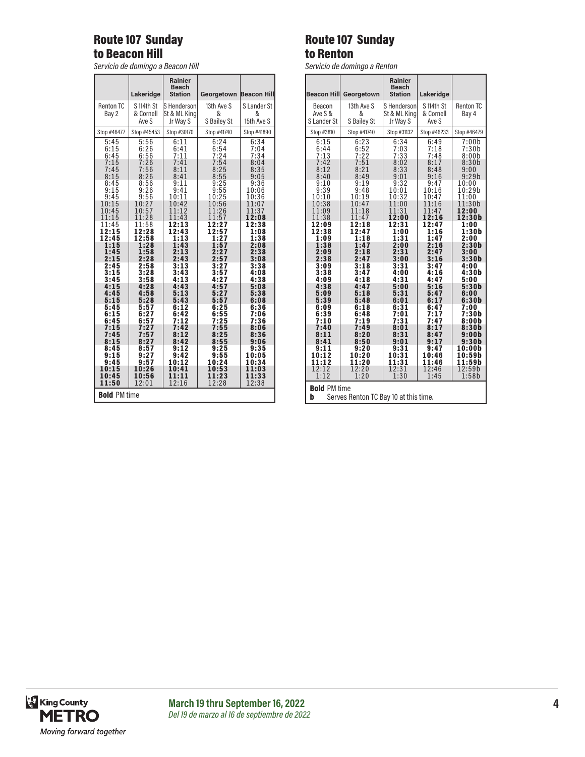## Route 107 Sunday to Beacon Hill

*Servicio de domingo a Beacon Hill*

| | Lakeridge | Rainier Beach Station | Georgetown | Beacon Hill |
|---|---|---|---|---|
| Renton TC Bay 2 | S 114th St & Cornell Ave S | S Henderson St & ML King Jr Way S | 13th Ave S & S Bailey St | S Lander St & 15th Ave S |
| Stop #46477 | Stop #45453 | Stop #30170 | Stop #41740 | Stop #41890 |
| 5:45 | 5:56 | 6:11 | 6:24 | 6:34 |
| 6:15 | 6:26 | 6:41 | 6:54 | 7:04 |
| 6:45 | 6:56 | 7:11 | 7:24 | 7:34 |
| 7:15 | 7:26 | 7:41 | 7:54 | 8:04 |
| 7:45 | 7:56 | 8:11 | 8:25 | 8:35 |
| 8:15 | 8:26 | 8:41 | 8:55 | 9:05 |
| 8:45 | 8:56 | 9:11 | 9:25 | 9:36 |
| 9:15 | 9:26 | 9:41 | 9:55 | 10:06 |
| 9:45 | 9:56 | 10:11 | 10:25 | 10:36 |
| 10:15 | 10:27 | 10:42 | 10:56 | 11:07 |
| 10:45 | 10:57 | 11:12 | 11:26 | 11:37 |
| 11:15 | 11:28 | 11:43 | 11:57 | **12:08** |
| 11:45 | 11:58 | **12:13** | **12:27** | **12:38** |
| **12:15** | **12:28** | **12:43** | **12:57** | **1:08** |
| **12:45** | **12:58** | **1:13** | **1:27** | **1:38** |
| **1:15** | **1:28** | **1:43** | **1:57** | **2:08** |
| **1:45** | **1:58** | **2:13** | **2:27** | **2:38** |
| **2:15** | **2:28** | **2:43** | **2:57** | **3:08** |
| **2:45** | **2:58** | **3:13** | **3:27** | **3:38** |
| **3:15** | **3:28** | **3:43** | **3:57** | **4:08** |
| **3:45** | **3:58** | **4:13** | **4:27** | **4:38** |
| **4:15** | **4:28** | **4:43** | **4:57** | **5:08** |
| **4:45** | **4:58** | **5:13** | **5:27** | **5:38** |
| **5:15** | **5:28** | **5:43** | **5:57** | **6:08** |
| **5:45** | **5:57** | **6:12** | **6:25** | **6:36** |
| **6:15** | **6:27** | **6:42** | **6:55** | **7:06** |
| **6:45** | **6:57** | **7:12** | **7:25** | **7:36** |
| **7:15** | **7:27** | **7:42** | **7:55** | **8:06** |
| **7:45** | **7:57** | **8:12** | **8:25** | **8:36** |
| **8:15** | **8:27** | **8:42** | **8:55** | **9:06** |
| **8:45** | **8:57** | **9:12** | **9:25** | **9:35** |
| **9:15** | **9:27** | **9:42** | **9:55** | **10:05** |
| **9:45** | **9:57** | **10:12** | **10:24** | **10:34** |
| **10:15** | **10:26** | **10:41** | **10:53** | **11:03** |
| **10:45** | **10:56** | **11:11** | **11:23** | **11:33** |
| **11:50** | 12:01 | 12:16 | 12:28 | 12:38 |

**Bold** PM time

## Route 107 Sunday to Renton

*Servicio de domingo a Renton*

| Beacon Hill | Georgetown | Rainier Beach Station | Lakeridge | |
|---|---|---|---|---|
| Beacon Ave S & S Lander St | 13th Ave S & S Bailey St | S Henderson St & ML King Jr Way S | S 114th St & Cornell Ave S | Renton TC Bay 4 |
| Stop #3810 | Stop #41740 | Stop #31132 | Stop #46233 | Stop #46479 |
| 6:15 | 6:23 | 6:34 | 6:49 | 7:00b |
| 6:44 | 6:52 | 7:03 | 7:18 | 7:30b |
| 7:13 | 7:22 | 7:33 | 7:48 | 8:00b |
| 7:42 | 7:51 | 8:02 | 8:17 | 8:30b |
| 8:12 | 8:21 | 8:33 | 8:48 | 9:00 |
| 8:40 | 8:49 | 9:01 | 9:16 | 9:29b |
| 9:10 | 9:19 | 9:32 | 9:47 | 10:00 |
| 9:39 | 9:48 | 10:01 | 10:16 | 10:29b |
| 10:10 | 10:19 | 10:32 | 10:47 | 11:00 |
| 10:38 | 10:47 | 11:00 | 11:16 | 11:30b |
| 11:09 | 11:18 | 11:31 | 11:47 | **12:00** |
| 11:38 | 11:47 | **12:00** | **12:16** | **12:30b** |
| **12:09** | **12:18** | **12:31** | **12:47** | **1:00** |
| **12:38** | **12:47** | **1:00** | **1:16** | **1:30b** |
| **1:09** | **1:18** | **1:31** | **1:47** | **2:00** |
| **1:38** | **1:47** | **2:00** | **2:16** | **2:30b** |
| **2:09** | **2:18** | **2:31** | **2:47** | **3:00** |
| **2:38** | **2:47** | **3:00** | **3:16** | **3:30b** |
| **3:09** | **3:18** | **3:31** | **3:47** | **4:00** |
| **3:38** | **3:47** | **4:00** | **4:16** | **4:30b** |
| **4:09** | **4:18** | **4:31** | **4:47** | **5:00** |
| **4:38** | **4:47** | **5:00** | **5:16** | **5:30b** |
| **5:09** | **5:18** | **5:31** | **5:47** | **6:00** |
| **5:39** | **5:48** | **6:01** | **6:17** | **6:30b** |
| **6:09** | **6:18** | **6:31** | **6:47** | **7:00** |
| **6:39** | **6:48** | **7:01** | **7:17** | **7:30b** |
| **7:10** | **7:19** | **7:31** | **7:47** | **8:00b** |
| **7:40** | **7:49** | **8:01** | **8:17** | **8:30b** |
| **8:11** | **8:20** | **8:31** | **8:47** | **9:00b** |
| **8:41** | **8:50** | **9:01** | **9:17** | **9:30b** |
| **9:11** | **9:20** | **9:31** | **9:47** | **10:00b** |
| **10:12** | **10:20** | **10:31** | **10:46** | **10:59b** |
| **11:12** | **11:20** | **11:31** | **11:46** | **11:59b** |
| 12:12 | 12:20 | 12:31 | 12:46 | 12:59b |
| 1:12 | 1:20 | 1:30 | 1:45 | 1:58b |

**Bold** PM time

**b** Serves Renton TC Bay 10 at this time.

King County METRO
*Moving forward together*

**March 19 thru September 16, 2022**
*Del 19 de marzo al 16 de septiembre de 2022*